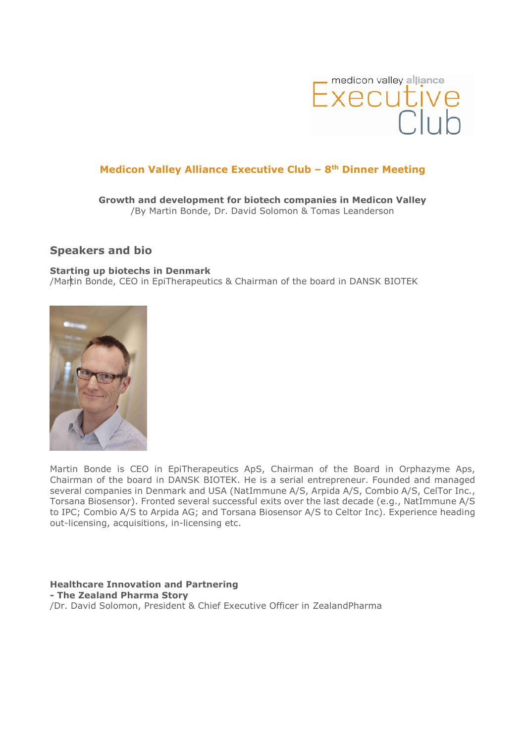medicon valley alliance Executive Club

## Medicon Valley Alliance Executive Club – 8th Dinner Meeting

**Growth and development for biotech companies in Medicon Valley**
/By Martin Bonde, Dr. David Solomon & Tomas Leanderson

## Speakers and bio

**Starting up biotechs in Denmark**
/Martin Bonde, CEO in EpiTherapeutics & Chairman of the board in DANSK BIOTEK

Martin Bonde is CEO in EpiTherapeutics ApS, Chairman of the Board in Orphazyme Aps, Chairman of the board in DANSK BIOTEK. He is a serial entrepreneur. Founded and managed several companies in Denmark and USA (NatImmune A/S, Arpida A/S, Combio A/S, CelTor Inc., Torsana Biosensor). Fronted several successful exits over the last decade (e.g., NatImmune A/S to IPC; Combio A/S to Arpida AG; and Torsana Biosensor A/S to Celtor Inc). Experience heading out-licensing, acquisitions, in-licensing etc.

**Healthcare Innovation and Partnering**
**- The Zealand Pharma Story**
/Dr. David Solomon, President & Chief Executive Officer in ZealandPharma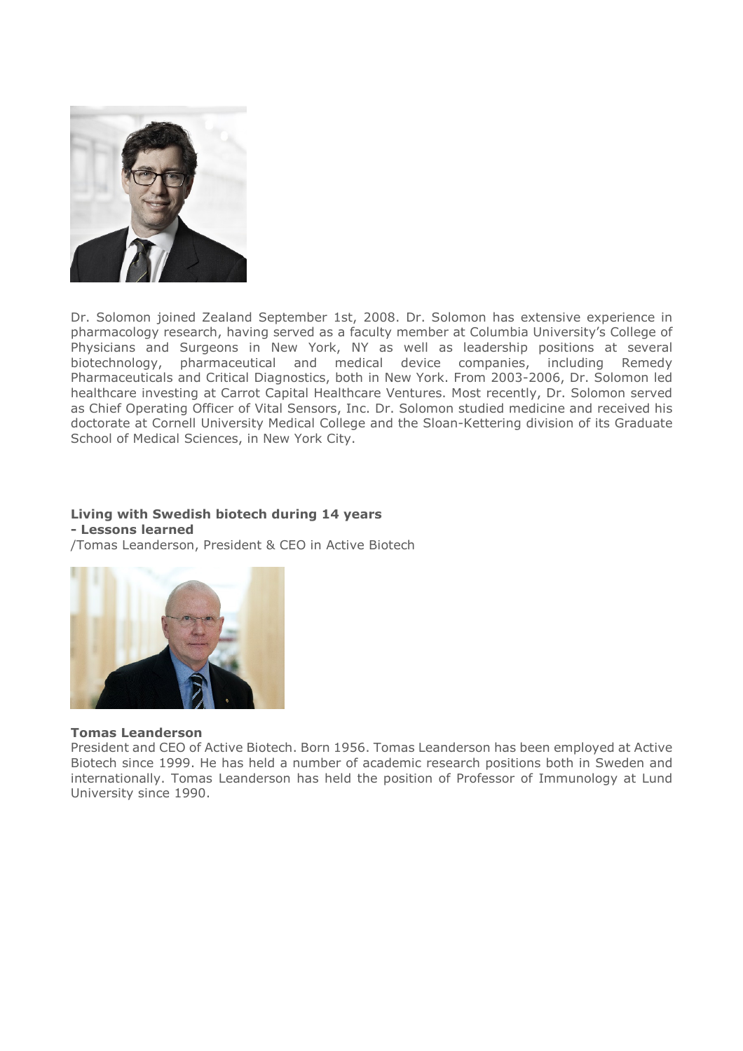Dr. Solomon joined Zealand September 1st, 2008. Dr. Solomon has extensive experience in pharmacology research, having served as a faculty member at Columbia University's College of Physicians and Surgeons in New York, NY as well as leadership positions at several biotechnology, pharmaceutical and medical device companies, including Remedy Pharmaceuticals and Critical Diagnostics, both in New York. From 2003-2006, Dr. Solomon led healthcare investing at Carrot Capital Healthcare Ventures. Most recently, Dr. Solomon served as Chief Operating Officer of Vital Sensors, Inc. Dr. Solomon studied medicine and received his doctorate at Cornell University Medical College and the Sloan-Kettering division of its Graduate School of Medical Sciences, in New York City.

**Living with Swedish biotech during 14 years**
**- Lessons learned**
/Tomas Leanderson, President & CEO in Active Biotech

**Tomas Leanderson**
President and CEO of Active Biotech. Born 1956. Tomas Leanderson has been employed at Active Biotech since 1999. He has held a number of academic research positions both in Sweden and internationally. Tomas Leanderson has held the position of Professor of Immunology at Lund University since 1990.